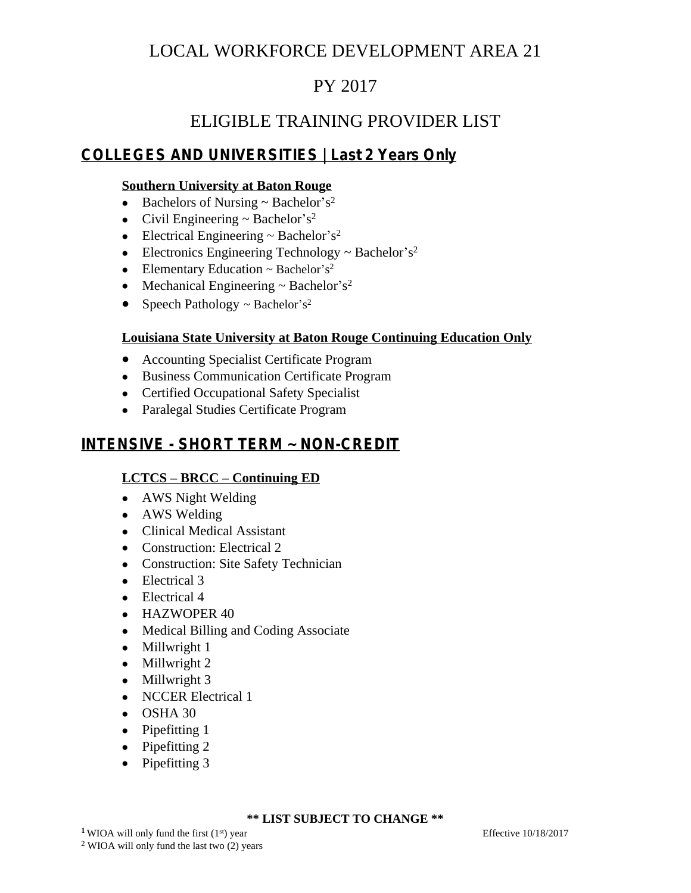# LOCAL WORKFORCE DEVELOPMENT AREA 21

# PY 2017

# ELIGIBLE TRAINING PROVIDER LIST

## COLLEGES AND UNIVERSITIES | Last 2 Years Only

### Southern University at Baton Rouge

- Bachelors of Nursing ~ Bachelor's[2]
- Civil Engineering ~ Bachelor's[2]
- Electrical Engineering ~ Bachelor's[2]
- Electronics Engineering Technology ~ Bachelor's[2]
- Elementary Education ~ Bachelor's[2]
- Mechanical Engineering ~ Bachelor's[2]
- Speech Pathology ~ Bachelor's[2]

### Louisiana State University at Baton Rouge Continuing Education Only

- Accounting Specialist Certificate Program
- Business Communication Certificate Program
- Certified Occupational Safety Specialist
- Paralegal Studies Certificate Program

## INTENSIVE - SHORT TERM ~ NON-CREDIT

### LCTCS – BRCC – Continuing ED

- AWS Night Welding
- AWS Welding
- Clinical Medical Assistant
- Construction: Electrical 2
- Construction: Site Safety Technician
- Electrical 3
- Electrical 4
- HAZWOPER 40
- Medical Billing and Coding Associate
- Millwright 1
- Millwright 2
- Millwright 3
- NCCER Electrical 1
- OSHA 30
- Pipefitting 1
- Pipefitting 2
- Pipefitting 3

**\*\* LIST SUBJECT TO CHANGE \*\***

[1] WIOA will only fund the first (1st) year

[2] WIOA will only fund the last two (2) years

Effective 10/18/2017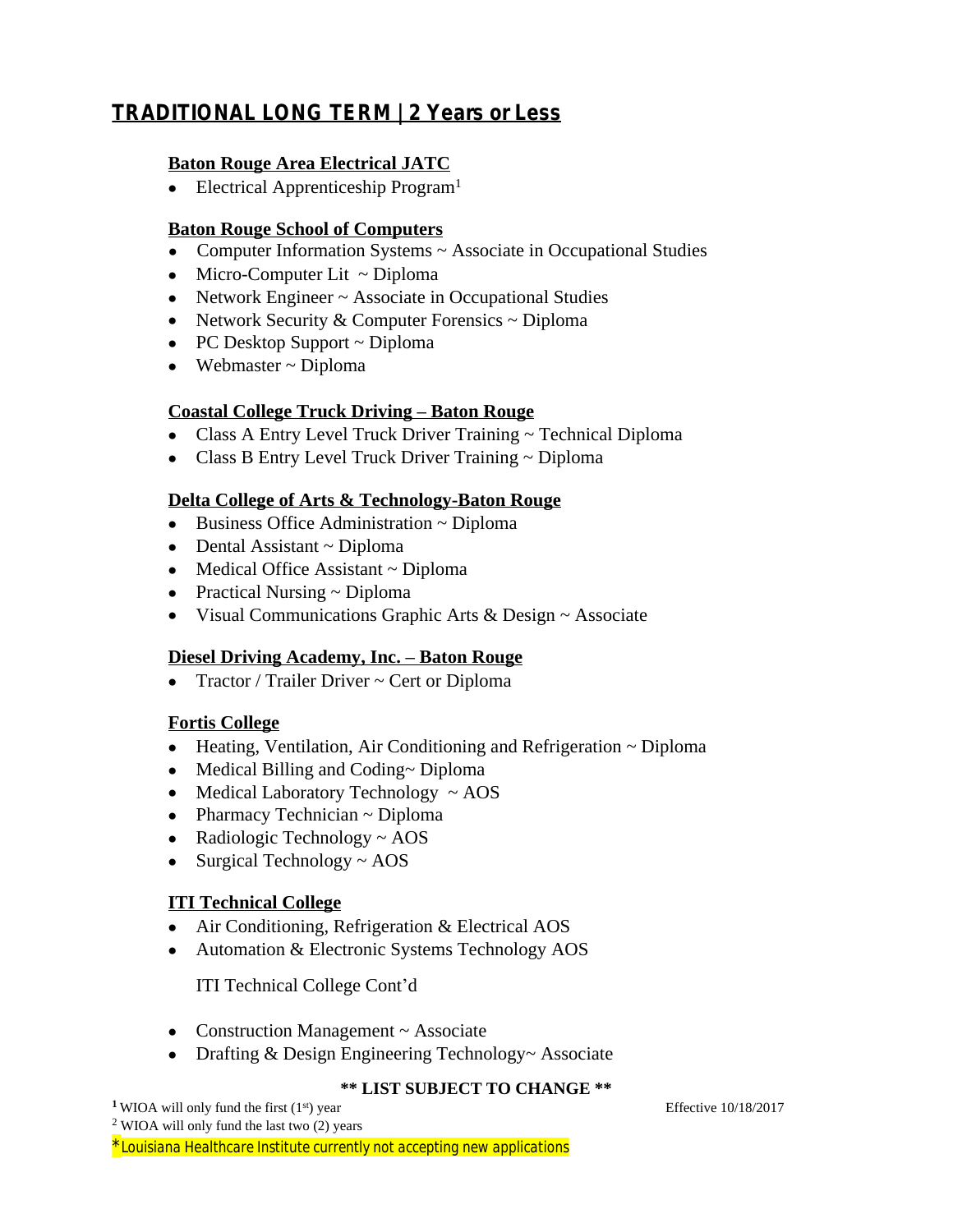## TRADITIONAL LONG TERM | 2 Years or Less

### Baton Rouge Area Electrical JATC

- Electrical Apprenticeship Program[1]

### Baton Rouge School of Computers

- Computer Information Systems ~ Associate in Occupational Studies
- Micro-Computer Lit ~ Diploma
- Network Engineer ~ Associate in Occupational Studies
- Network Security & Computer Forensics ~ Diploma
- PC Desktop Support ~ Diploma
- Webmaster ~ Diploma

### Coastal College Truck Driving – Baton Rouge

- Class A Entry Level Truck Driver Training ~ Technical Diploma
- Class B Entry Level Truck Driver Training ~ Diploma

### Delta College of Arts & Technology-Baton Rouge

- Business Office Administration ~ Diploma
- Dental Assistant ~ Diploma
- Medical Office Assistant ~ Diploma
- Practical Nursing ~ Diploma
- Visual Communications Graphic Arts & Design ~ Associate

### Diesel Driving Academy, Inc. – Baton Rouge

- Tractor / Trailer Driver ~ Cert or Diploma

### Fortis College

- Heating, Ventilation, Air Conditioning and Refrigeration ~ Diploma
- Medical Billing and Coding~ Diploma
- Medical Laboratory Technology ~ AOS
- Pharmacy Technician ~ Diploma
- Radiologic Technology ~ AOS
- Surgical Technology ~ AOS

### ITI Technical College

- Air Conditioning, Refrigeration & Electrical AOS
- Automation & Electronic Systems Technology AOS

ITI Technical College Cont'd

- Construction Management ~ Associate
- Drafting & Design Engineering Technology~ Associate

**\*\* LIST SUBJECT TO CHANGE \*\***

[1] WIOA will only fund the first (1st) year

Effective 10/18/2017

[2] WIOA will only fund the last two (2) years

*Louisiana Healthcare Institute currently not accepting new applications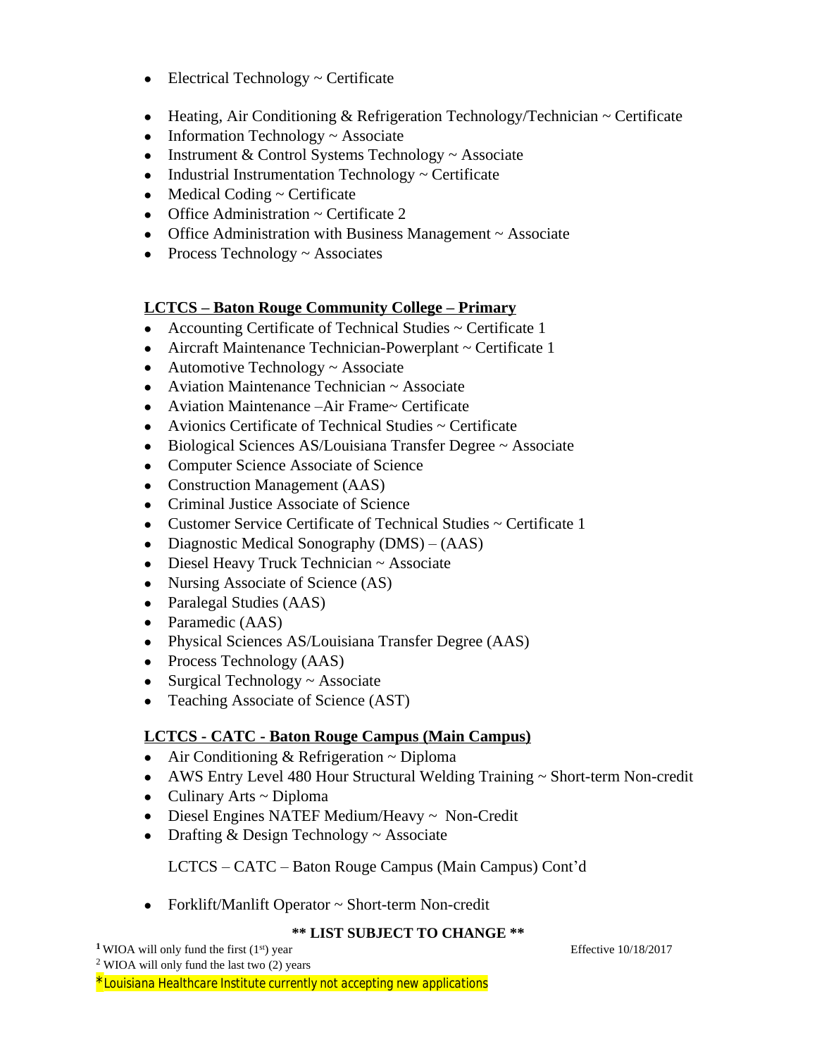- Electrical Technology ~ Certificate
- Heating, Air Conditioning & Refrigeration Technology/Technician ~ Certificate
- Information Technology ~ Associate
- Instrument & Control Systems Technology ~ Associate
- Industrial Instrumentation Technology ~ Certificate
- Medical Coding ~ Certificate
- Office Administration ~ Certificate 2
- Office Administration with Business Management ~ Associate
- Process Technology ~ Associates

**LCTCS – Baton Rouge Community College – Primary**

- Accounting Certificate of Technical Studies ~ Certificate 1
- Aircraft Maintenance Technician-Powerplant ~ Certificate 1
- Automotive Technology ~ Associate
- Aviation Maintenance Technician ~ Associate
- Aviation Maintenance –Air Frame~ Certificate
- Avionics Certificate of Technical Studies ~ Certificate
- Biological Sciences AS/Louisiana Transfer Degree ~ Associate
- Computer Science Associate of Science
- Construction Management (AAS)
- Criminal Justice Associate of Science
- Customer Service Certificate of Technical Studies ~ Certificate 1
- Diagnostic Medical Sonography (DMS) – (AAS)
- Diesel Heavy Truck Technician ~ Associate
- Nursing Associate of Science (AS)
- Paralegal Studies (AAS)
- Paramedic (AAS)
- Physical Sciences AS/Louisiana Transfer Degree (AAS)
- Process Technology (AAS)
- Surgical Technology ~ Associate
- Teaching Associate of Science (AST)

**LCTCS - CATC - Baton Rouge Campus (Main Campus)**

- Air Conditioning & Refrigeration ~ Diploma
- AWS Entry Level 480 Hour Structural Welding Training ~ Short-term Non-credit
- Culinary Arts ~ Diploma
- Diesel Engines NATEF Medium/Heavy ~ Non-Credit
- Drafting & Design Technology ~ Associate

LCTCS – CATC – Baton Rouge Campus (Main Campus) Cont'd

- Forklift/Manlift Operator ~ Short-term Non-credit

**\*\* LIST SUBJECT TO CHANGE \*\***

[1] WIOA will only fund the first (1st) year

[2] WIOA will only fund the last two (2) years

*Louisiana Healthcare Institute currently not accepting new applications

Effective 10/18/2017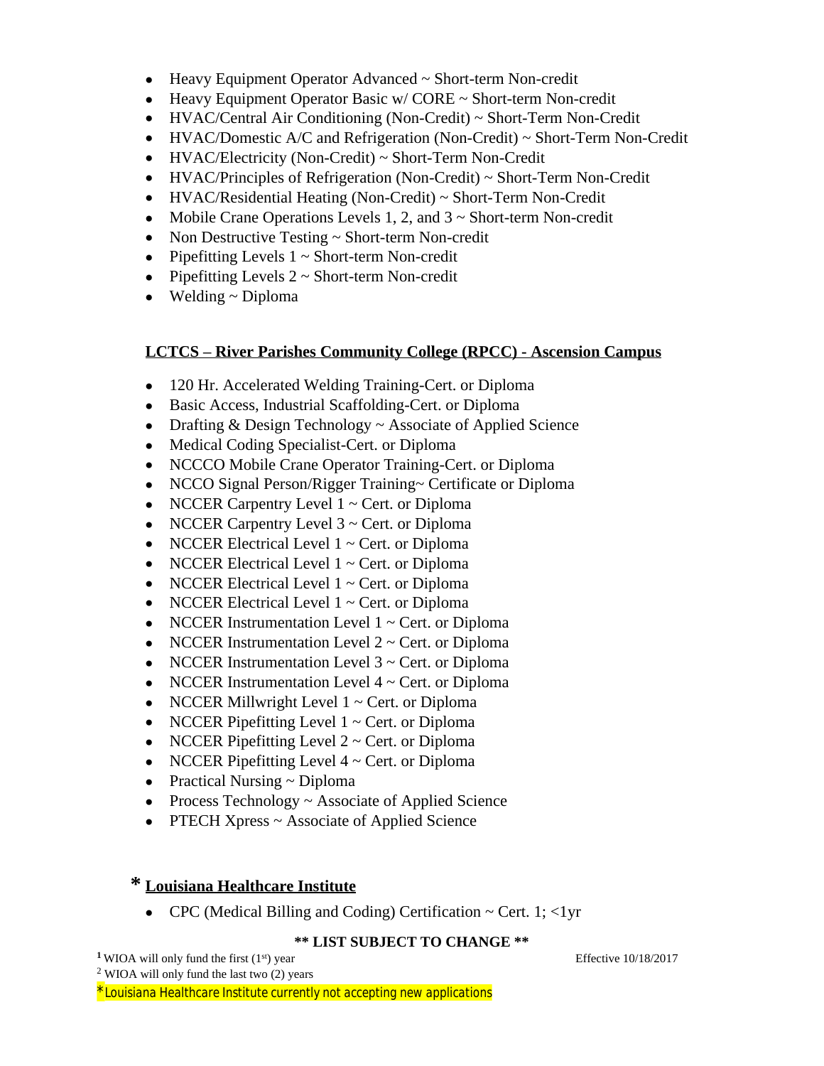- Heavy Equipment Operator Advanced ~ Short-term Non-credit
- Heavy Equipment Operator Basic w/ CORE ~ Short-term Non-credit
- HVAC/Central Air Conditioning (Non-Credit) ~ Short-Term Non-Credit
- HVAC/Domestic A/C and Refrigeration (Non-Credit) ~ Short-Term Non-Credit
- HVAC/Electricity (Non-Credit) ~ Short-Term Non-Credit
- HVAC/Principles of Refrigeration (Non-Credit) ~ Short-Term Non-Credit
- HVAC/Residential Heating (Non-Credit) ~ Short-Term Non-Credit
- Mobile Crane Operations Levels 1, 2, and 3 ~ Short-term Non-credit
- Non Destructive Testing ~ Short-term Non-credit
- Pipefitting Levels 1 ~ Short-term Non-credit
- Pipefitting Levels 2 ~ Short-term Non-credit
- Welding ~ Diploma

**LCTCS – River Parishes Community College (RPCC) - Ascension Campus**

- 120 Hr. Accelerated Welding Training-Cert. or Diploma
- Basic Access, Industrial Scaffolding-Cert. or Diploma
- Drafting & Design Technology ~ Associate of Applied Science
- Medical Coding Specialist-Cert. or Diploma
- NCCCO Mobile Crane Operator Training-Cert. or Diploma
- NCCO Signal Person/Rigger Training~ Certificate or Diploma
- NCCER Carpentry Level 1 ~ Cert. or Diploma
- NCCER Carpentry Level 3 ~ Cert. or Diploma
- NCCER Electrical Level 1 ~ Cert. or Diploma
- NCCER Electrical Level 1 ~ Cert. or Diploma
- NCCER Electrical Level 1 ~ Cert. or Diploma
- NCCER Electrical Level 1 ~ Cert. or Diploma
- NCCER Instrumentation Level 1 ~ Cert. or Diploma
- NCCER Instrumentation Level 2 ~ Cert. or Diploma
- NCCER Instrumentation Level 3 ~ Cert. or Diploma
- NCCER Instrumentation Level 4 ~ Cert. or Diploma
- NCCER Millwright Level 1 ~ Cert. or Diploma
- NCCER Pipefitting Level 1 ~ Cert. or Diploma
- NCCER Pipefitting Level 2 ~ Cert. or Diploma
- NCCER Pipefitting Level 4 ~ Cert. or Diploma
- Practical Nursing ~ Diploma
- Process Technology ~ Associate of Applied Science
- PTECH Xpress ~ Associate of Applied Science

**\* Louisiana Healthcare Institute**

- CPC (Medical Billing and Coding) Certification ~ Cert. 1; <1yr

**\*\* LIST SUBJECT TO CHANGE \*\***

[1] WIOA will only fund the first (1st) year

Effective 10/18/2017

[2] WIOA will only fund the last two (2) years

*Louisiana Healthcare Institute currently not accepting new applications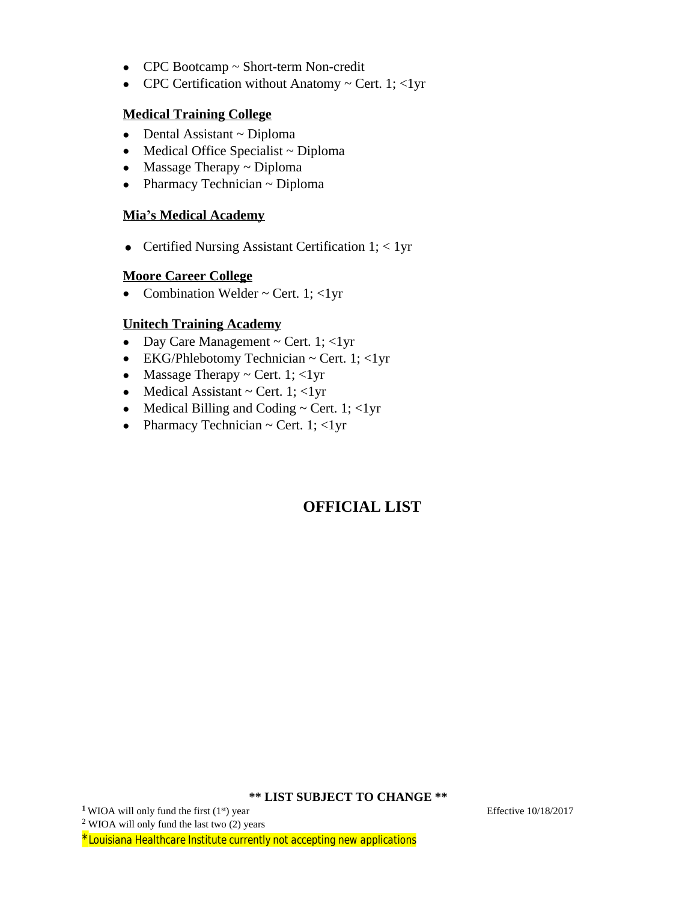- CPC Bootcamp ~ Short-term Non-credit
- CPC Certification without Anatomy ~ Cert. 1; <1yr

**Medical Training College**

- Dental Assistant ~ Diploma
- Medical Office Specialist ~ Diploma
- Massage Therapy ~ Diploma
- Pharmacy Technician ~ Diploma

**Mia's Medical Academy**

- Certified Nursing Assistant Certification 1; < 1yr

**Moore Career College**

- Combination Welder ~ Cert. 1; <1yr

**Unitech Training Academy**

- Day Care Management ~ Cert. 1; <1yr
- EKG/Phlebotomy Technician ~ Cert. 1; <1yr
- Massage Therapy ~ Cert. 1; <1yr
- Medical Assistant ~ Cert. 1; <1yr
- Medical Billing and Coding ~ Cert. 1; <1yr
- Pharmacy Technician ~ Cert. 1; <1yr

## OFFICIAL LIST

**** LIST SUBJECT TO CHANGE ****

[1] WIOA will only fund the first (1st) year

Effective 10/18/2017

[2] WIOA will only fund the last two (2) years

*Louisiana Healthcare Institute currently not accepting new applications